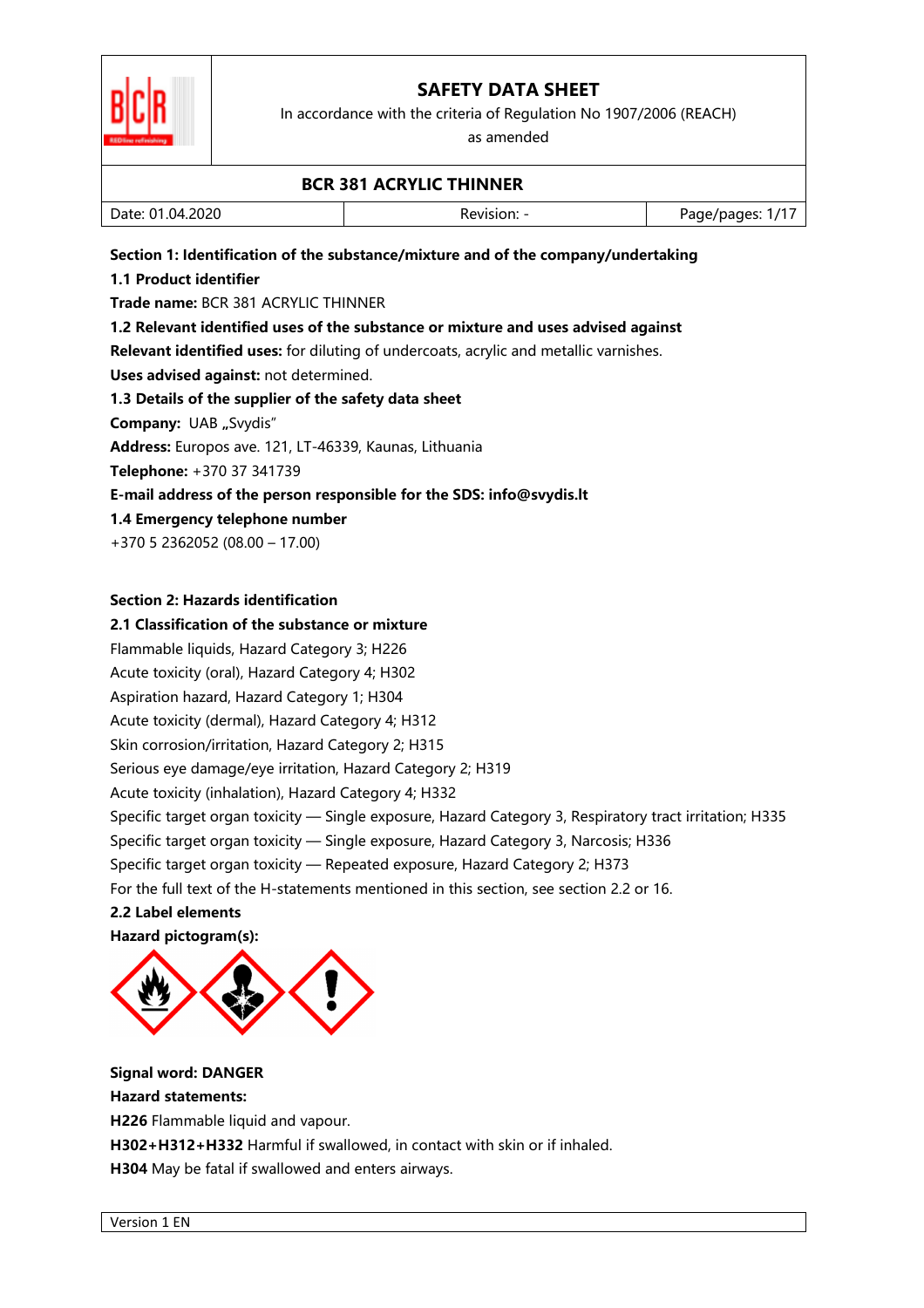# SAFETY DATA SHEET

In accordance with the criteria of Regulation No 1907/2006 (REACH) as amended

**BCR 381 ACRYLIC THINNER**

| Date: 01.04.2020 | Revision: - | Page/pages: 1/17 |
|---|---|---|

## Section 1: Identification of the substance/mixture and of the company/undertaking

### 1.1 Product identifier

**Trade name:** BCR 381 ACRYLIC THINNER

### 1.2 Relevant identified uses of the substance or mixture and uses advised against

**Relevant identified uses:** for diluting of undercoats, acrylic and metallic varnishes.

**Uses advised against:** not determined.

### 1.3 Details of the supplier of the safety data sheet

**Company:** UAB „Svydis"

**Address:** Europos ave. 121, LT-46339, Kaunas, Lithuania

**Telephone:** +370 37 341739

**E-mail address of the person responsible for the SDS: info@svydis.lt**

### 1.4 Emergency telephone number

+370 5 2362052 (08.00 – 17.00)

## Section 2: Hazards identification

### 2.1 Classification of the substance or mixture

Flammable liquids, Hazard Category 3; H226

Acute toxicity (oral), Hazard Category 4; H302

Aspiration hazard, Hazard Category 1; H304

Acute toxicity (dermal), Hazard Category 4; H312

Skin corrosion/irritation, Hazard Category 2; H315

Serious eye damage/eye irritation, Hazard Category 2; H319

Acute toxicity (inhalation), Hazard Category 4; H332

Specific target organ toxicity — Single exposure, Hazard Category 3, Respiratory tract irritation; H335

Specific target organ toxicity — Single exposure, Hazard Category 3, Narcosis; H336

Specific target organ toxicity — Repeated exposure, Hazard Category 2; H373

For the full text of the H-statements mentioned in this section, see section 2.2 or 16.

### 2.2 Label elements

**Hazard pictogram(s):**

**Signal word: DANGER**

**Hazard statements:**

**H226** Flammable liquid and vapour.

**H302+H312+H332** Harmful if swallowed, in contact with skin or if inhaled.

**H304** May be fatal if swallowed and enters airways.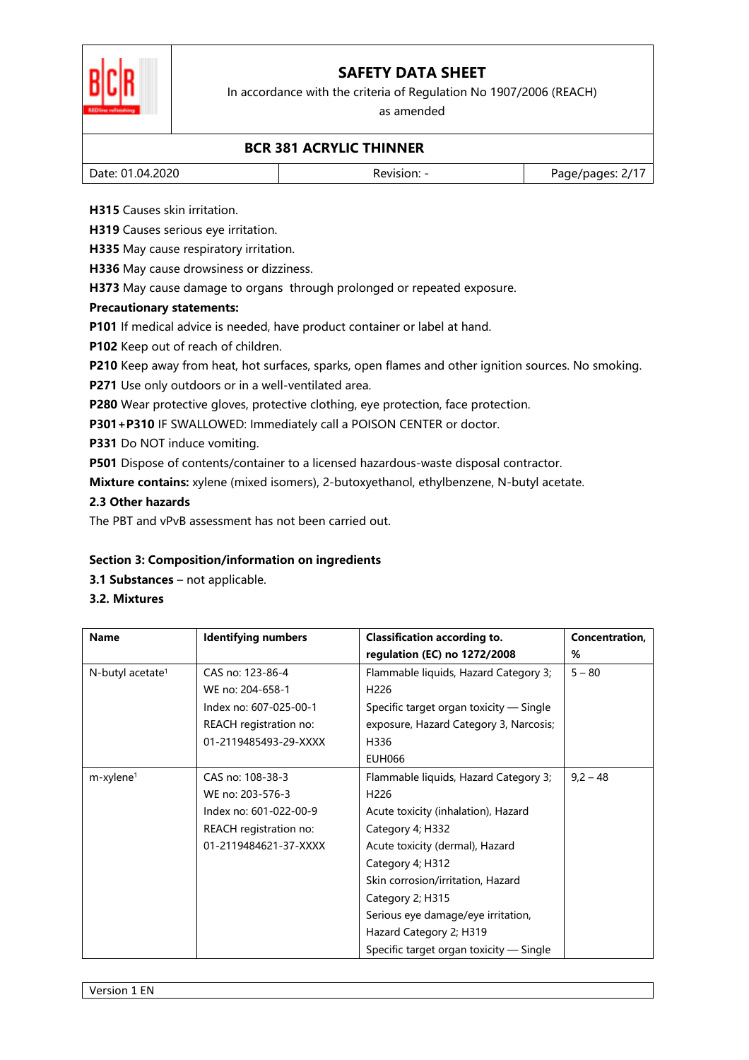**H315** Causes skin irritation.

**H319** Causes serious eye irritation.

**H335** May cause respiratory irritation.

**H336** May cause drowsiness or dizziness.

**H373** May cause damage to organs through prolonged or repeated exposure.

**Precautionary statements:**

**P101** If medical advice is needed, have product container or label at hand.

**P102** Keep out of reach of children.

**P210** Keep away from heat, hot surfaces, sparks, open flames and other ignition sources. No smoking.

**P271** Use only outdoors or in a well-ventilated area.

**P280** Wear protective gloves, protective clothing, eye protection, face protection.

**P301+P310** IF SWALLOWED: Immediately call a POISON CENTER or doctor.

**P331** Do NOT induce vomiting.

**P501** Dispose of contents/container to a licensed hazardous-waste disposal contractor.

**Mixture contains:** xylene (mixed isomers), 2-butoxyethanol, ethylbenzene, N-butyl acetate.

### 2.3 Other hazards

The PBT and vPvB assessment has not been carried out.

## Section 3: Composition/information on ingredients

**3.1 Substances** – not applicable.

**3.2. Mixtures**

| Name | Identifying numbers | Classification according to. regulation (EC) no 1272/2008 | Concentration, % |
|---|---|---|---|
| N-butyl acetate[1] | CAS no: 123-86-4<br>WE no: 204-658-1<br>Index no: 607-025-00-1<br>REACH registration no: 01-2119485493-29-XXXX | Flammable liquids, Hazard Category 3; H226<br>Specific target organ toxicity — Single exposure, Hazard Category 3, Narcosis; H336<br>EUH066 | 5 – 80 |
| m-xylene[1] | CAS no: 108-38-3<br>WE no: 203-576-3<br>Index no: 601-022-00-9<br>REACH registration no: 01-2119484621-37-XXXX | Flammable liquids, Hazard Category 3; H226<br>Acute toxicity (inhalation), Hazard Category 4; H332<br>Acute toxicity (dermal), Hazard Category 4; H312<br>Skin corrosion/irritation, Hazard Category 2; H315<br>Serious eye damage/eye irritation, Hazard Category 2; H319<br>Specific target organ toxicity — Single | 9,2 – 48 |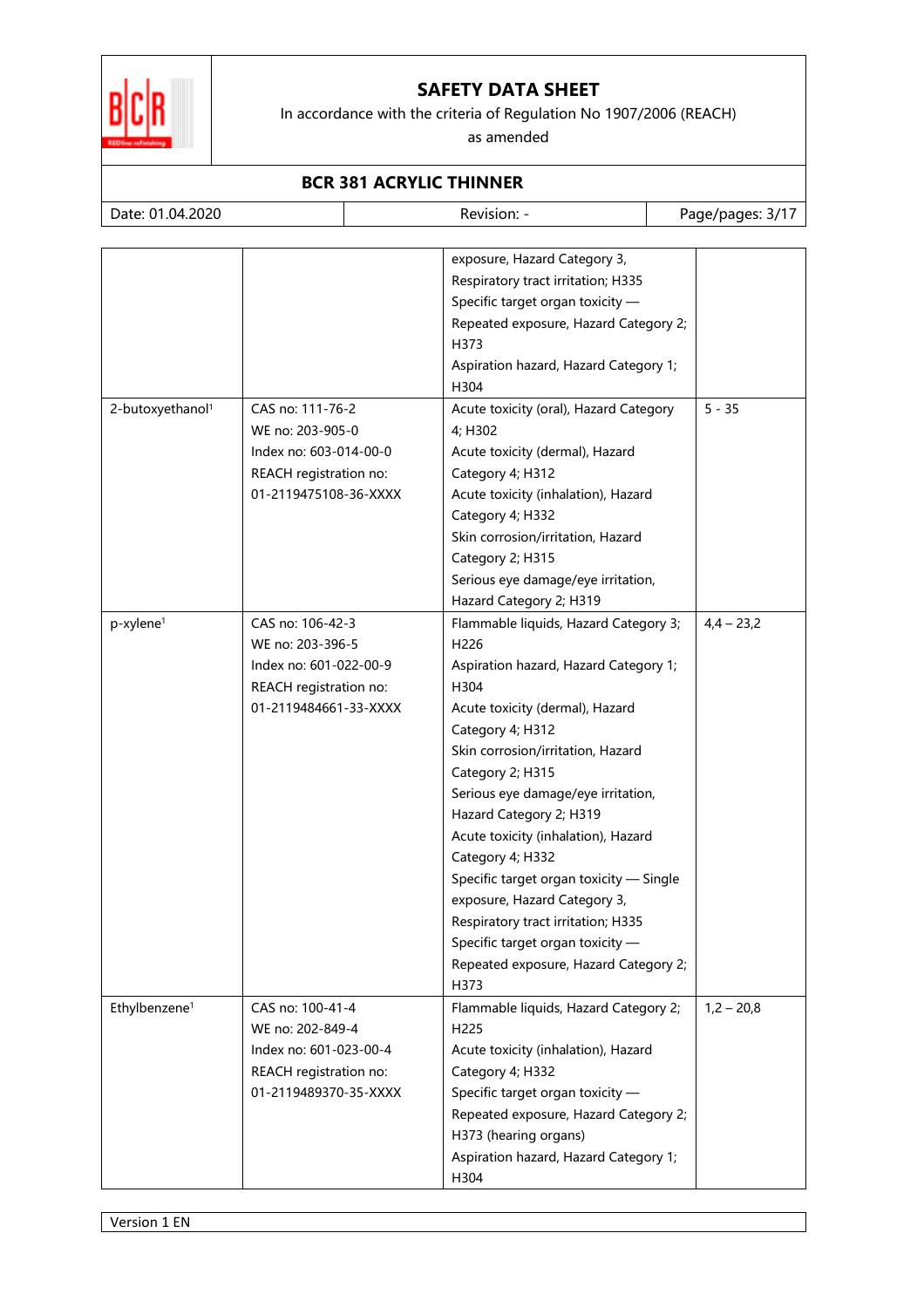| | | | |
|---|---|---|---|
| | | exposure, Hazard Category 3, Respiratory tract irritation; H335 Specific target organ toxicity — Repeated exposure, Hazard Category 2; H373 Aspiration hazard, Hazard Category 1; H304 | |
| 2-butoxyethanol[1] | CAS no: 111-76-2 WE no: 203-905-0 Index no: 603-014-00-0 REACH registration no: 01-2119475108-36-XXXX | Acute toxicity (oral), Hazard Category 4; H302 Acute toxicity (dermal), Hazard Category 4; H312 Acute toxicity (inhalation), Hazard Category 4; H332 Skin corrosion/irritation, Hazard Category 2; H315 Serious eye damage/eye irritation, Hazard Category 2; H319 | 5 - 35 |
| p-xylene[1] | CAS no: 106-42-3 WE no: 203-396-5 Index no: 601-022-00-9 REACH registration no: 01-2119484661-33-XXXX | Flammable liquids, Hazard Category 3; H226 Aspiration hazard, Hazard Category 1; H304 Acute toxicity (dermal), Hazard Category 4; H312 Skin corrosion/irritation, Hazard Category 2; H315 Serious eye damage/eye irritation, Hazard Category 2; H319 Acute toxicity (inhalation), Hazard Category 4; H332 Specific target organ toxicity — Single exposure, Hazard Category 3, Respiratory tract irritation; H335 Specific target organ toxicity — Repeated exposure, Hazard Category 2; H373 | 4,4 – 23,2 |
| Ethylbenzene[1] | CAS no: 100-41-4 WE no: 202-849-4 Index no: 601-023-00-4 REACH registration no: 01-2119489370-35-XXXX | Flammable liquids, Hazard Category 2; H225 Acute toxicity (inhalation), Hazard Category 4; H332 Specific target organ toxicity — Repeated exposure, Hazard Category 2; H373 (hearing organs) Aspiration hazard, Hazard Category 1; H304 | 1,2 – 20,8 |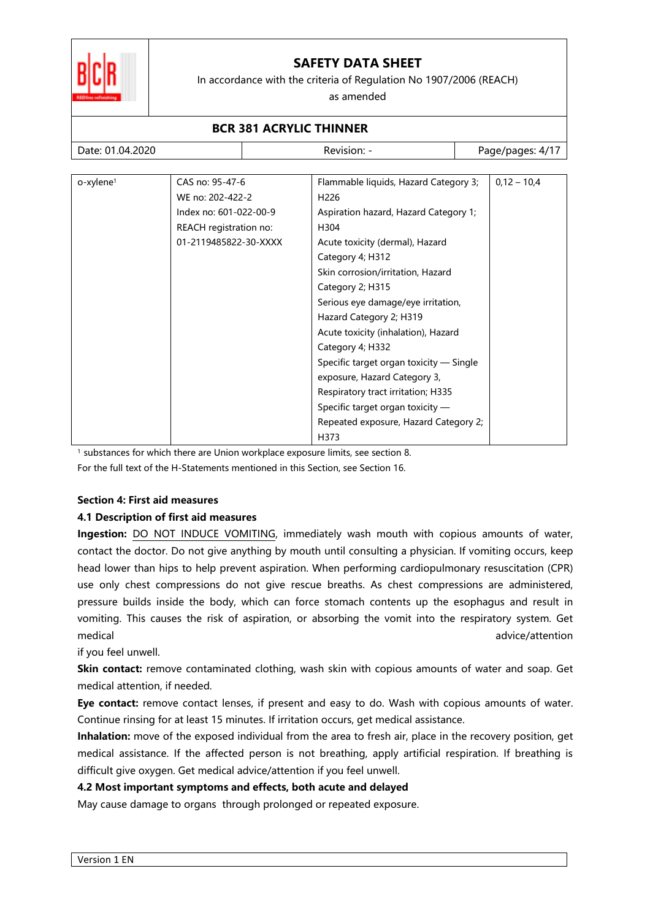| o-xylene[1] | CAS no: 95-47-6<br>WE no: 202-422-2<br>Index no: 601-022-00-9<br>REACH registration no:<br>01-2119485822-30-XXXX | Flammable liquids, Hazard Category 3; H226<br>Aspiration hazard, Hazard Category 1; H304<br>Acute toxicity (dermal), Hazard Category 4; H312<br>Skin corrosion/irritation, Hazard Category 2; H315<br>Serious eye damage/eye irritation, Hazard Category 2; H319<br>Acute toxicity (inhalation), Hazard Category 4; H332<br>Specific target organ toxicity — Single exposure, Hazard Category 3, Respiratory tract irritation; H335<br>Specific target organ toxicity — Repeated exposure, Hazard Category 2; H373 | 0,12 – 10,4 |
|---|---|---|---|

[1] substances for which there are Union workplace exposure limits, see section 8.

For the full text of the H-Statements mentioned in this Section, see Section 16.

## Section 4: First aid measures

### 4.1 Description of first aid measures

**Ingestion:** DO NOT INDUCE VOMITING, immediately wash mouth with copious amounts of water, contact the doctor. Do not give anything by mouth until consulting a physician. If vomiting occurs, keep head lower than hips to help prevent aspiration. When performing cardiopulmonary resuscitation (CPR) use only chest compressions do not give rescue breaths. As chest compressions are administered, pressure builds inside the body, which can force stomach contents up the esophagus and result in vomiting. This causes the risk of aspiration, or absorbing the vomit into the respiratory system. Get medical advice/attention if you feel unwell.

**Skin contact:** remove contaminated clothing, wash skin with copious amounts of water and soap. Get medical attention, if needed.

**Eye contact:** remove contact lenses, if present and easy to do. Wash with copious amounts of water. Continue rinsing for at least 15 minutes. If irritation occurs, get medical assistance.

**Inhalation:** move of the exposed individual from the area to fresh air, place in the recovery position, get medical assistance. If the affected person is not breathing, apply artificial respiration. If breathing is difficult give oxygen. Get medical advice/attention if you feel unwell.

### 4.2 Most important symptoms and effects, both acute and delayed

May cause damage to organs through prolonged or repeated exposure.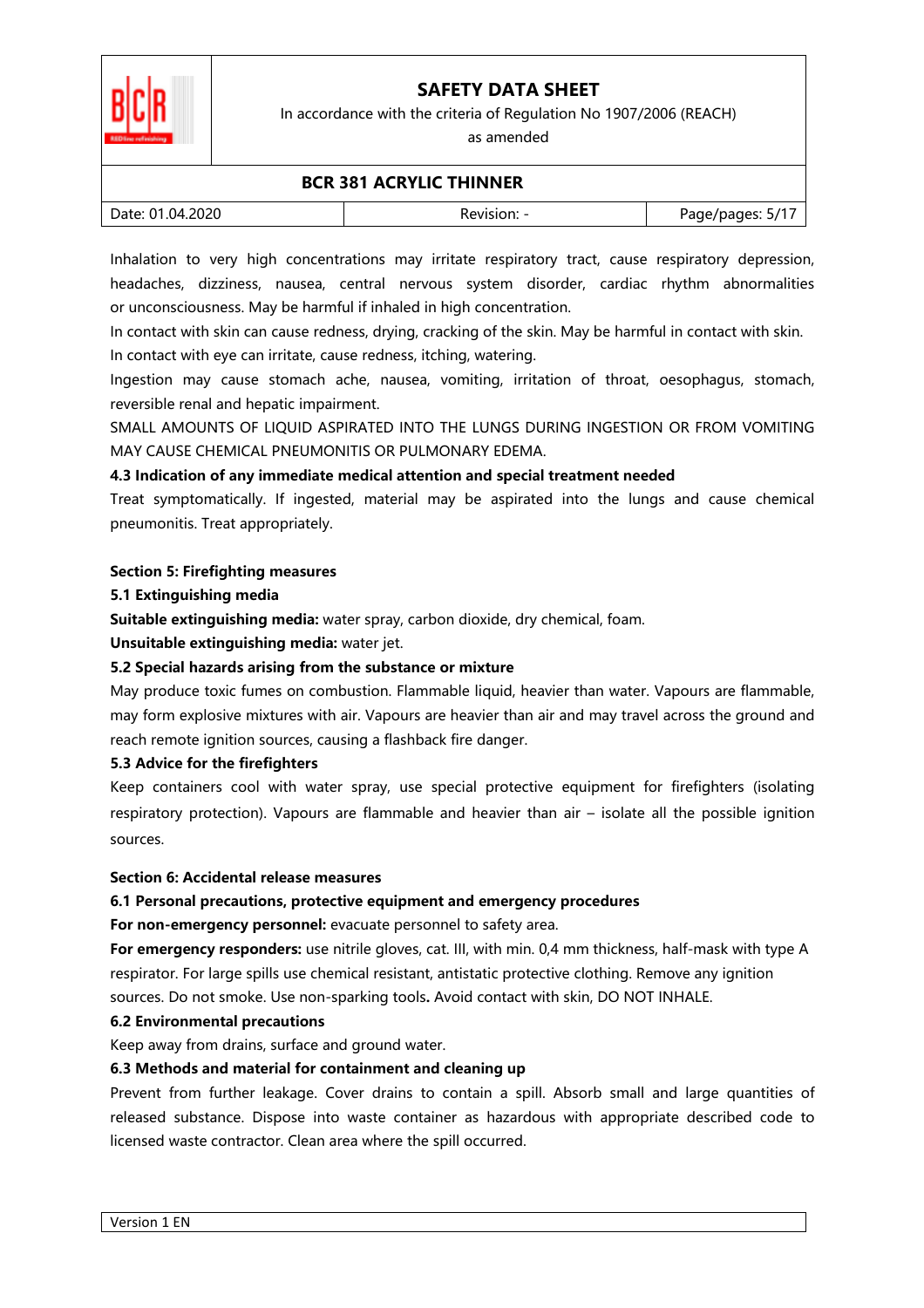Inhalation to very high concentrations may irritate respiratory tract, cause respiratory depression, headaches, dizziness, nausea, central nervous system disorder, cardiac rhythm abnormalities or unconsciousness. May be harmful if inhaled in high concentration.

In contact with skin can cause redness, drying, cracking of the skin. May be harmful in contact with skin.

In contact with eye can irritate, cause redness, itching, watering.

Ingestion may cause stomach ache, nausea, vomiting, irritation of throat, oesophagus, stomach, reversible renal and hepatic impairment.

SMALL AMOUNTS OF LIQUID ASPIRATED INTO THE LUNGS DURING INGESTION OR FROM VOMITING MAY CAUSE CHEMICAL PNEUMONITIS OR PULMONARY EDEMA.

**4.3 Indication of any immediate medical attention and special treatment needed**

Treat symptomatically. If ingested, material may be aspirated into the lungs and cause chemical pneumonitis. Treat appropriately.

## Section 5: Firefighting measures

**5.1 Extinguishing media**

**Suitable extinguishing media:** water spray, carbon dioxide, dry chemical, foam.

**Unsuitable extinguishing media:** water jet.

**5.2 Special hazards arising from the substance or mixture**

May produce toxic fumes on combustion. Flammable liquid, heavier than water. Vapours are flammable, may form explosive mixtures with air. Vapours are heavier than air and may travel across the ground and reach remote ignition sources, causing a flashback fire danger.

**5.3 Advice for the firefighters**

Keep containers cool with water spray, use special protective equipment for firefighters (isolating respiratory protection). Vapours are flammable and heavier than air – isolate all the possible ignition sources.

## Section 6: Accidental release measures

**6.1 Personal precautions, protective equipment and emergency procedures**

**For non-emergency personnel:** evacuate personnel to safety area.

**For emergency responders:** use nitrile gloves, cat. III, with min. 0,4 mm thickness, half-mask with type A respirator. For large spills use chemical resistant, antistatic protective clothing. Remove any ignition sources. Do not smoke. Use non-sparking tools**.** Avoid contact with skin, DO NOT INHALE.

**6.2 Environmental precautions**

Keep away from drains, surface and ground water.

**6.3 Methods and material for containment and cleaning up**

Prevent from further leakage. Cover drains to contain a spill. Absorb small and large quantities of released substance. Dispose into waste container as hazardous with appropriate described code to licensed waste contractor. Clean area where the spill occurred.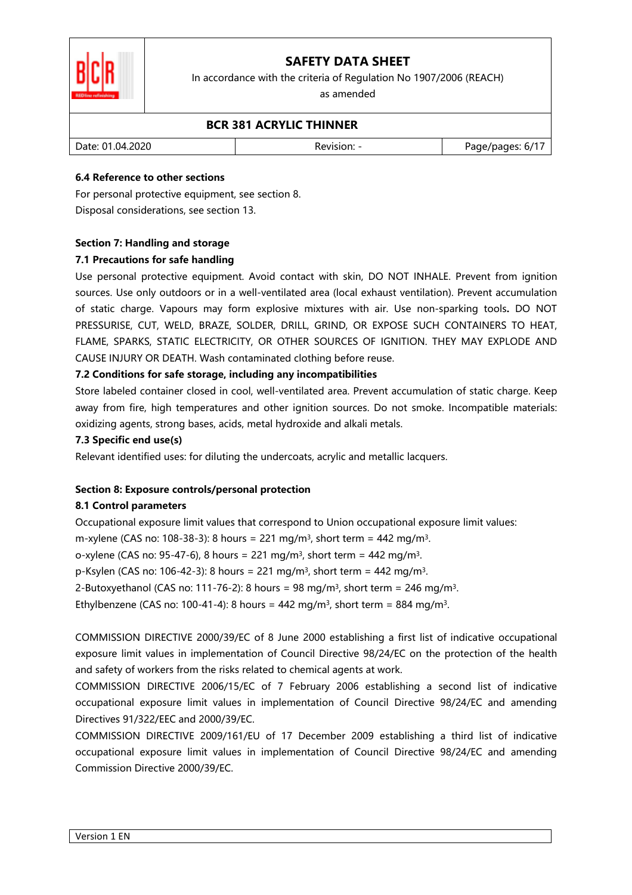**6.4 Reference to other sections**

For personal protective equipment, see section 8.
Disposal considerations, see section 13.

**Section 7: Handling and storage**

**7.1 Precautions for safe handling**

Use personal protective equipment. Avoid contact with skin, DO NOT INHALE. Prevent from ignition sources. Use only outdoors or in a well-ventilated area (local exhaust ventilation). Prevent accumulation of static charge. Vapours may form explosive mixtures with air. Use non-sparking tools**.** DO NOT PRESSURISE, CUT, WELD, BRAZE, SOLDER, DRILL, GRIND, OR EXPOSE SUCH CONTAINERS TO HEAT, FLAME, SPARKS, STATIC ELECTRICITY, OR OTHER SOURCES OF IGNITION. THEY MAY EXPLODE AND CAUSE INJURY OR DEATH. Wash contaminated clothing before reuse.

**7.2 Conditions for safe storage, including any incompatibilities**

Store labeled container closed in cool, well-ventilated area. Prevent accumulation of static charge. Keep away from fire, high temperatures and other ignition sources. Do not smoke. Incompatible materials: oxidizing agents, strong bases, acids, metal hydroxide and alkali metals.

**7.3 Specific end use(s)**

Relevant identified uses: for diluting the undercoats, acrylic and metallic lacquers.

**Section 8: Exposure controls/personal protection**

**8.1 Control parameters**

Occupational exposure limit values that correspond to Union occupational exposure limit values:
m-xylene (CAS no: 108-38-3): 8 hours = 221 $mg/m^3$, short term = 442 $mg/m^3$.
o-xylene (CAS no: 95-47-6), 8 hours = 221 $mg/m^3$, short term = 442 $mg/m^3$.
p-Ksylen (CAS no: 106-42-3): 8 hours = 221 $mg/m^3$, short term = 442 $mg/m^3$.
2-Butoxyethanol (CAS no: 111-76-2): 8 hours = 98 $mg/m^3$, short term = 246 $mg/m^3$.
Ethylbenzene (CAS no: 100-41-4): 8 hours = 442 $mg/m^3$, short term = 884 $mg/m^3$.

COMMISSION DIRECTIVE 2000/39/EC of 8 June 2000 establishing a first list of indicative occupational exposure limit values in implementation of Council Directive 98/24/EC on the protection of the health and safety of workers from the risks related to chemical agents at work.
COMMISSION DIRECTIVE 2006/15/EC of 7 February 2006 establishing a second list of indicative occupational exposure limit values in implementation of Council Directive 98/24/EC and amending Directives 91/322/EEC and 2000/39/EC.
COMMISSION DIRECTIVE 2009/161/EU of 17 December 2009 establishing a third list of indicative occupational exposure limit values in implementation of Council Directive 98/24/EC and amending Commission Directive 2000/39/EC.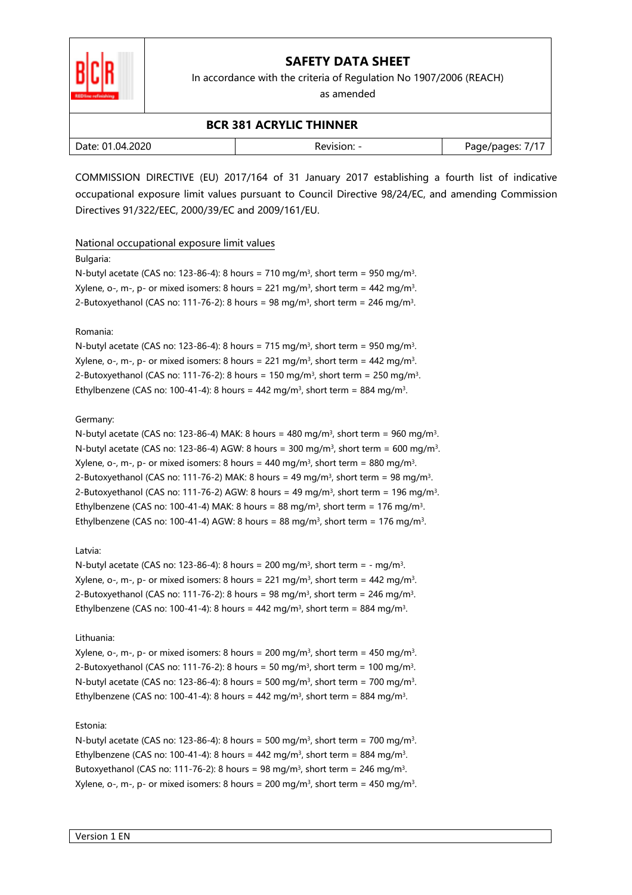COMMISSION DIRECTIVE (EU) 2017/164 of 31 January 2017 establishing a fourth list of indicative occupational exposure limit values pursuant to Council Directive 98/24/EC, and amending Commission Directives 91/322/EEC, 2000/39/EC and 2009/161/EU.

National occupational exposure limit values

Bulgaria:

N-butyl acetate (CAS no: 123-86-4): 8 hours = 710 mg/m³, short term = 950 mg/m³.
Xylene, o-, m-, p- or mixed isomers: 8 hours = 221 mg/m³, short term = 442 mg/m³.
2-Butoxyethanol (CAS no: 111-76-2): 8 hours = 98 mg/m³, short term = 246 mg/m³.

Romania:

N-butyl acetate (CAS no: 123-86-4): 8 hours = 715 mg/m³, short term = 950 mg/m³.
Xylene, o-, m-, p- or mixed isomers: 8 hours = 221 mg/m³, short term = 442 mg/m³.
2-Butoxyethanol (CAS no: 111-76-2): 8 hours = 150 mg/m³, short term = 250 mg/m³.
Ethylbenzene (CAS no: 100-41-4): 8 hours = 442 mg/m³, short term = 884 mg/m³.

Germany:

N-butyl acetate (CAS no: 123-86-4) MAK: 8 hours = 480 mg/m³, short term = 960 mg/m³.
N-butyl acetate (CAS no: 123-86-4) AGW: 8 hours = 300 mg/m³, short term = 600 mg/m³.
Xylene, o-, m-, p- or mixed isomers: 8 hours = 440 mg/m³, short term = 880 mg/m³.
2-Butoxyethanol (CAS no: 111-76-2) MAK: 8 hours = 49 mg/m³, short term = 98 mg/m³.
2-Butoxyethanol (CAS no: 111-76-2) AGW: 8 hours = 49 mg/m³, short term = 196 mg/m³.
Ethylbenzene (CAS no: 100-41-4) MAK: 8 hours = 88 mg/m³, short term = 176 mg/m³.
Ethylbenzene (CAS no: 100-41-4) AGW: 8 hours = 88 mg/m³, short term = 176 mg/m³.

Latvia:

N-butyl acetate (CAS no: 123-86-4): 8 hours = 200 mg/m³, short term = - mg/m³.
Xylene, o-, m-, p- or mixed isomers: 8 hours = 221 mg/m³, short term = 442 mg/m³.
2-Butoxyethanol (CAS no: 111-76-2): 8 hours = 98 mg/m³, short term = 246 mg/m³.
Ethylbenzene (CAS no: 100-41-4): 8 hours = 442 mg/m³, short term = 884 mg/m³.

Lithuania:

Xylene, o-, m-, p- or mixed isomers: 8 hours = 200 mg/m³, short term = 450 mg/m³.
2-Butoxyethanol (CAS no: 111-76-2): 8 hours = 50 mg/m³, short term = 100 mg/m³.
N-butyl acetate (CAS no: 123-86-4): 8 hours = 500 mg/m³, short term = 700 mg/m³.
Ethylbenzene (CAS no: 100-41-4): 8 hours = 442 mg/m³, short term = 884 mg/m³.

Estonia:

N-butyl acetate (CAS no: 123-86-4): 8 hours = 500 mg/m³, short term = 700 mg/m³.
Ethylbenzene (CAS no: 100-41-4): 8 hours = 442 mg/m³, short term = 884 mg/m³.
Butoxyethanol (CAS no: 111-76-2): 8 hours = 98 mg/m³, short term = 246 mg/m³.
Xylene, o-, m-, p- or mixed isomers: 8 hours = 200 mg/m³, short term = 450 mg/m³.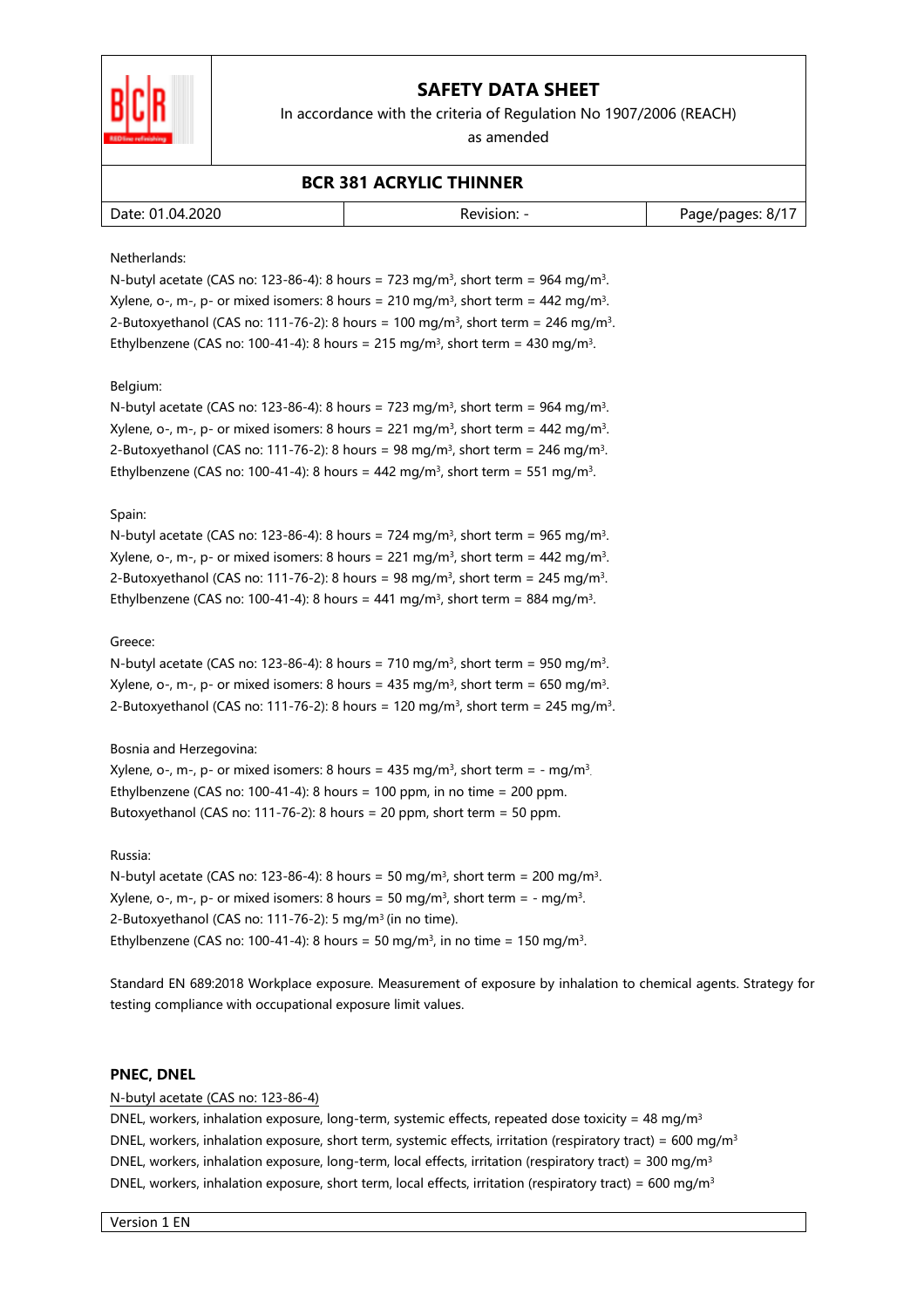Netherlands:
N-butyl acetate (CAS no: 123-86-4): 8 hours = 723 mg/m$^3$, short term = 964 mg/m$^3$.
Xylene, o-, m-, p- or mixed isomers: 8 hours = 210 mg/m$^3$, short term = 442 mg/m$^3$.
2-Butoxyethanol (CAS no: 111-76-2): 8 hours = 100 mg/m$^3$, short term = 246 mg/m$^3$.
Ethylbenzene (CAS no: 100-41-4): 8 hours = 215 mg/m$^3$, short term = 430 mg/m$^3$.

Belgium:
N-butyl acetate (CAS no: 123-86-4): 8 hours = 723 mg/m$^3$, short term = 964 mg/m$^3$.
Xylene, o-, m-, p- or mixed isomers: 8 hours = 221 mg/m$^3$, short term = 442 mg/m$^3$.
2-Butoxyethanol (CAS no: 111-76-2): 8 hours = 98 mg/m$^3$, short term = 246 mg/m$^3$.
Ethylbenzene (CAS no: 100-41-4): 8 hours = 442 mg/m$^3$, short term = 551 mg/m$^3$.

Spain:
N-butyl acetate (CAS no: 123-86-4): 8 hours = 724 mg/m$^3$, short term = 965 mg/m$^3$.
Xylene, o-, m-, p- or mixed isomers: 8 hours = 221 mg/m$^3$, short term = 442 mg/m$^3$.
2-Butoxyethanol (CAS no: 111-76-2): 8 hours = 98 mg/m$^3$, short term = 245 mg/m$^3$.
Ethylbenzene (CAS no: 100-41-4): 8 hours = 441 mg/m$^3$, short term = 884 mg/m$^3$.

Greece:
N-butyl acetate (CAS no: 123-86-4): 8 hours = 710 mg/m$^3$, short term = 950 mg/m$^3$.
Xylene, o-, m-, p- or mixed isomers: 8 hours = 435 mg/m$^3$, short term = 650 mg/m$^3$.
2-Butoxyethanol (CAS no: 111-76-2): 8 hours = 120 mg/m$^3$, short term = 245 mg/m$^3$.

Bosnia and Herzegovina:
Xylene, o-, m-, p- or mixed isomers: 8 hours = 435 mg/m$^3$, short term = - mg/m$^3$.
Ethylbenzene (CAS no: 100-41-4): 8 hours = 100 ppm, in no time = 200 ppm.
Butoxyethanol (CAS no: 111-76-2): 8 hours = 20 ppm, short term = 50 ppm.

Russia:
N-butyl acetate (CAS no: 123-86-4): 8 hours = 50 mg/m$^3$, short term = 200 mg/m$^3$.
Xylene, o-, m-, p- or mixed isomers: 8 hours = 50 mg/m$^3$, short term = - mg/m$^3$.
2-Butoxyethanol (CAS no: 111-76-2): 5 mg/m$^3$ (in no time).
Ethylbenzene (CAS no: 100-41-4): 8 hours = 50 mg/m$^3$, in no time = 150 mg/m$^3$.

Standard EN 689:2018 Workplace exposure. Measurement of exposure by inhalation to chemical agents. Strategy for testing compliance with occupational exposure limit values.

**PNEC, DNEL**

N-butyl acetate (CAS no: 123-86-4)
DNEL, workers, inhalation exposure, long-term, systemic effects, repeated dose toxicity = 48 mg/m$^3$
DNEL, workers, inhalation exposure, short term, systemic effects, irritation (respiratory tract) = 600 mg/m$^3$
DNEL, workers, inhalation exposure, long-term, local effects, irritation (respiratory tract) = 300 mg/m$^3$
DNEL, workers, inhalation exposure, short term, local effects, irritation (respiratory tract) = 600 mg/m$^3$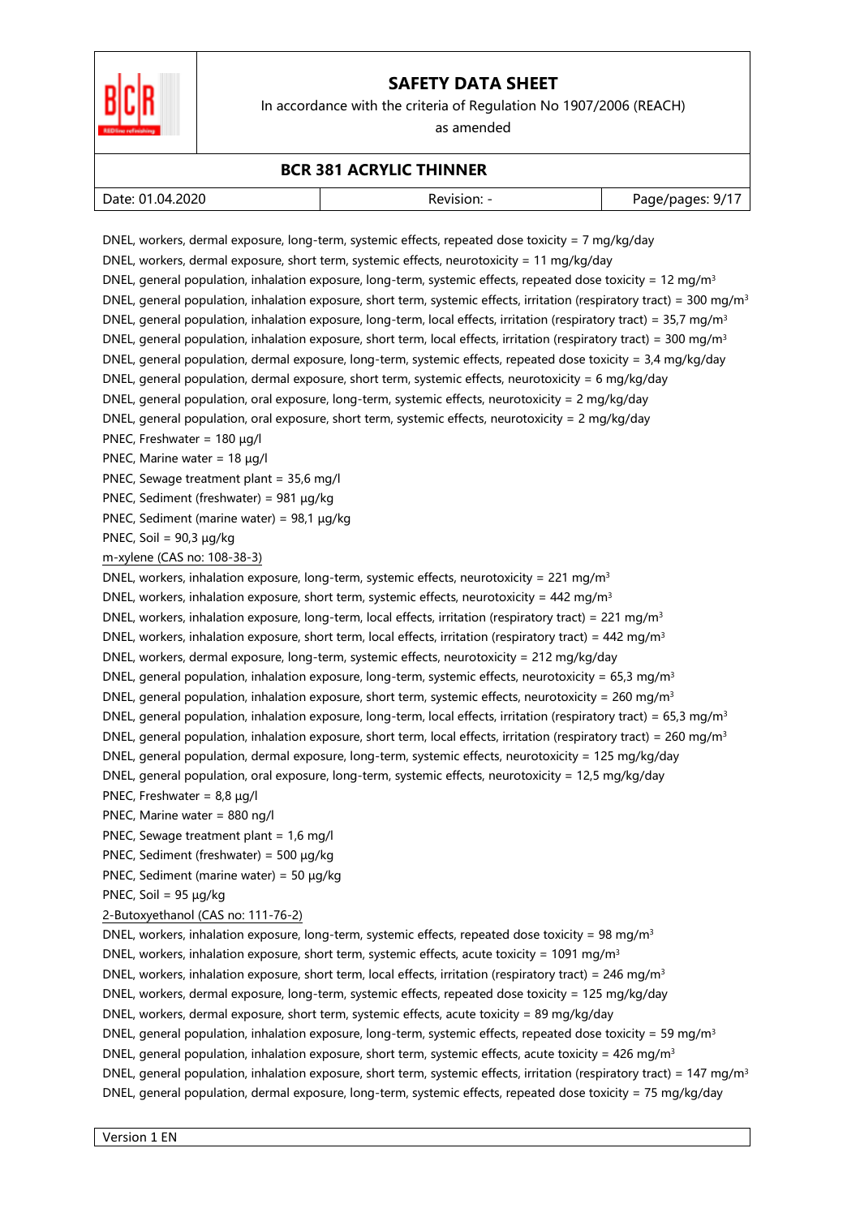DNEL, workers, dermal exposure, long-term, systemic effects, repeated dose toxicity = 7 mg/kg/day
DNEL, workers, dermal exposure, short term, systemic effects, neurotoxicity = 11 mg/kg/day
DNEL, general population, inhalation exposure, long-term, systemic effects, repeated dose toxicity = 12 mg/m³
DNEL, general population, inhalation exposure, short term, systemic effects, irritation (respiratory tract) = 300 mg/m³
DNEL, general population, inhalation exposure, long-term, local effects, irritation (respiratory tract) = 35,7 mg/m³
DNEL, general population, inhalation exposure, short term, local effects, irritation (respiratory tract) = 300 mg/m³
DNEL, general population, dermal exposure, long-term, systemic effects, repeated dose toxicity = 3,4 mg/kg/day
DNEL, general population, dermal exposure, short term, systemic effects, neurotoxicity = 6 mg/kg/day
DNEL, general population, oral exposure, long-term, systemic effects, neurotoxicity = 2 mg/kg/day
DNEL, general population, oral exposure, short term, systemic effects, neurotoxicity = 2 mg/kg/day
PNEC, Freshwater = 180 µg/l
PNEC, Marine water = 18 µg/l
PNEC, Sewage treatment plant = 35,6 mg/l
PNEC, Sediment (freshwater) = 981 µg/kg
PNEC, Sediment (marine water) = 98,1 µg/kg
PNEC, Soil = 90,3 µg/kg

m-xylene (CAS no: 108-38-3)

DNEL, workers, inhalation exposure, long-term, systemic effects, neurotoxicity = 221 mg/m³
DNEL, workers, inhalation exposure, short term, systemic effects, neurotoxicity = 442 mg/m³
DNEL, workers, inhalation exposure, long-term, local effects, irritation (respiratory tract) = 221 mg/m³
DNEL, workers, inhalation exposure, short term, local effects, irritation (respiratory tract) = 442 mg/m³
DNEL, workers, dermal exposure, long-term, systemic effects, neurotoxicity = 212 mg/kg/day
DNEL, general population, inhalation exposure, long-term, systemic effects, neurotoxicity = 65,3 mg/m³
DNEL, general population, inhalation exposure, short term, systemic effects, neurotoxicity = 260 mg/m³
DNEL, general population, inhalation exposure, long-term, local effects, irritation (respiratory tract) = 65,3 mg/m³
DNEL, general population, inhalation exposure, short term, local effects, irritation (respiratory tract) = 260 mg/m³
DNEL, general population, dermal exposure, long-term, systemic effects, neurotoxicity = 125 mg/kg/day
DNEL, general population, oral exposure, long-term, systemic effects, neurotoxicity = 12,5 mg/kg/day
PNEC, Freshwater = 8,8 µg/l
PNEC, Marine water = 880 ng/l
PNEC, Sewage treatment plant = 1,6 mg/l
PNEC, Sediment (freshwater) = 500 µg/kg
PNEC, Sediment (marine water) = 50 µg/kg
PNEC, Soil = 95 µg/kg

2-Butoxyethanol (CAS no: 111-76-2)

DNEL, workers, inhalation exposure, long-term, systemic effects, repeated dose toxicity = 98 mg/m³
DNEL, workers, inhalation exposure, short term, systemic effects, acute toxicity = 1091 mg/m³
DNEL, workers, inhalation exposure, short term, local effects, irritation (respiratory tract) = 246 mg/m³
DNEL, workers, dermal exposure, long-term, systemic effects, repeated dose toxicity = 125 mg/kg/day
DNEL, workers, dermal exposure, short term, systemic effects, acute toxicity = 89 mg/kg/day
DNEL, general population, inhalation exposure, long-term, systemic effects, repeated dose toxicity = 59 mg/m³
DNEL, general population, inhalation exposure, short term, systemic effects, acute toxicity = 426 mg/m³
DNEL, general population, inhalation exposure, short term, systemic effects, irritation (respiratory tract) = 147 mg/m³
DNEL, general population, dermal exposure, long-term, systemic effects, repeated dose toxicity = 75 mg/kg/day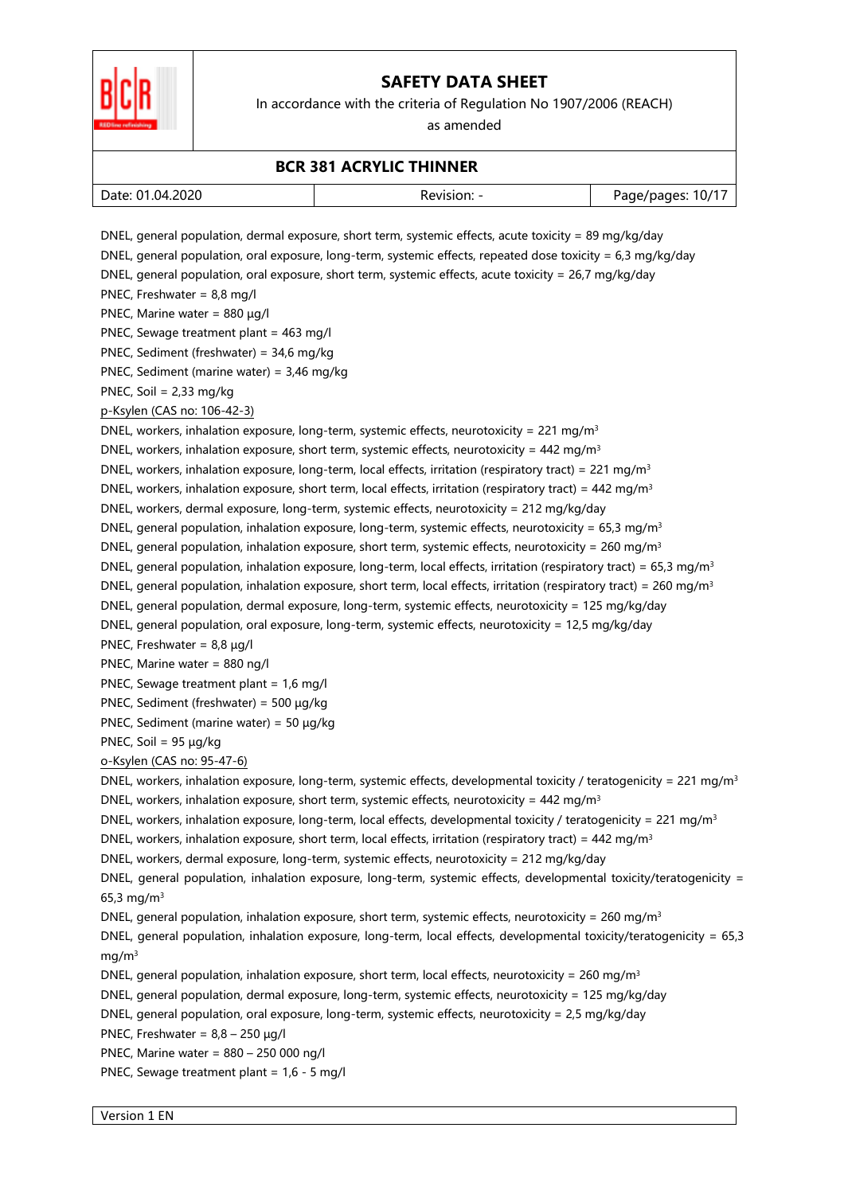DNEL, general population, dermal exposure, short term, systemic effects, acute toxicity = 89 mg/kg/day

DNEL, general population, oral exposure, long-term, systemic effects, repeated dose toxicity = 6,3 mg/kg/day

DNEL, general population, oral exposure, short term, systemic effects, acute toxicity = 26,7 mg/kg/day

PNEC, Freshwater = 8,8 mg/l

PNEC, Marine water = 880 µg/l

PNEC, Sewage treatment plant = 463 mg/l

PNEC, Sediment (freshwater) = 34,6 mg/kg

PNEC, Sediment (marine water) = 3,46 mg/kg

PNEC, Soil = 2,33 mg/kg

<u>p-Ksylen (CAS no: 106-42-3)</u>

DNEL, workers, inhalation exposure, long-term, systemic effects, neurotoxicity = 221 $mg/m^3$

DNEL, workers, inhalation exposure, short term, systemic effects, neurotoxicity = 442 $mg/m^3$

DNEL, workers, inhalation exposure, long-term, local effects, irritation (respiratory tract) = 221 $mg/m^3$

DNEL, workers, inhalation exposure, short term, local effects, irritation (respiratory tract) = 442 $mg/m^3$

DNEL, workers, dermal exposure, long-term, systemic effects, neurotoxicity = 212 mg/kg/day

DNEL, general population, inhalation exposure, long-term, systemic effects, neurotoxicity = 65,3 $mg/m^3$

DNEL, general population, inhalation exposure, short term, systemic effects, neurotoxicity = 260 $mg/m^3$

DNEL, general population, inhalation exposure, long-term, local effects, irritation (respiratory tract) = 65,3 $mg/m^3$

DNEL, general population, inhalation exposure, short term, local effects, irritation (respiratory tract) = 260 $mg/m^3$

DNEL, general population, dermal exposure, long-term, systemic effects, neurotoxicity = 125 mg/kg/day

DNEL, general population, oral exposure, long-term, systemic effects, neurotoxicity = 12,5 mg/kg/day

PNEC, Freshwater = 8,8 µg/l

PNEC, Marine water = 880 ng/l

PNEC, Sewage treatment plant = 1,6 mg/l

PNEC, Sediment (freshwater) = 500 µg/kg

PNEC, Sediment (marine water) = 50 µg/kg

PNEC, Soil = 95 µg/kg

<u>o-Ksylen (CAS no: 95-47-6)</u>

DNEL, workers, inhalation exposure, long-term, systemic effects, developmental toxicity / teratogenicity = 221 $mg/m^3$

DNEL, workers, inhalation exposure, short term, systemic effects, neurotoxicity = 442 $mg/m^3$

DNEL, workers, inhalation exposure, long-term, local effects, developmental toxicity / teratogenicity = 221 $mg/m^3$

DNEL, workers, inhalation exposure, short term, local effects, irritation (respiratory tract) = 442 $mg/m^3$

DNEL, workers, dermal exposure, long-term, systemic effects, neurotoxicity = 212 mg/kg/day

DNEL, general population, inhalation exposure, long-term, systemic effects, developmental toxicity/teratogenicity = 65,3 $mg/m^3$

DNEL, general population, inhalation exposure, short term, systemic effects, neurotoxicity = 260 $mg/m^3$

DNEL, general population, inhalation exposure, long-term, local effects, developmental toxicity/teratogenicity = 65,3 $mg/m^3$

DNEL, general population, inhalation exposure, short term, local effects, neurotoxicity = 260 $mg/m^3$

DNEL, general population, dermal exposure, long-term, systemic effects, neurotoxicity = 125 mg/kg/day

DNEL, general population, oral exposure, long-term, systemic effects, neurotoxicity = 2,5 mg/kg/day

PNEC, Freshwater = 8,8 – 250 µg/l

PNEC, Marine water = 880 – 250 000 ng/l

PNEC, Sewage treatment plant = 1,6 - 5 mg/l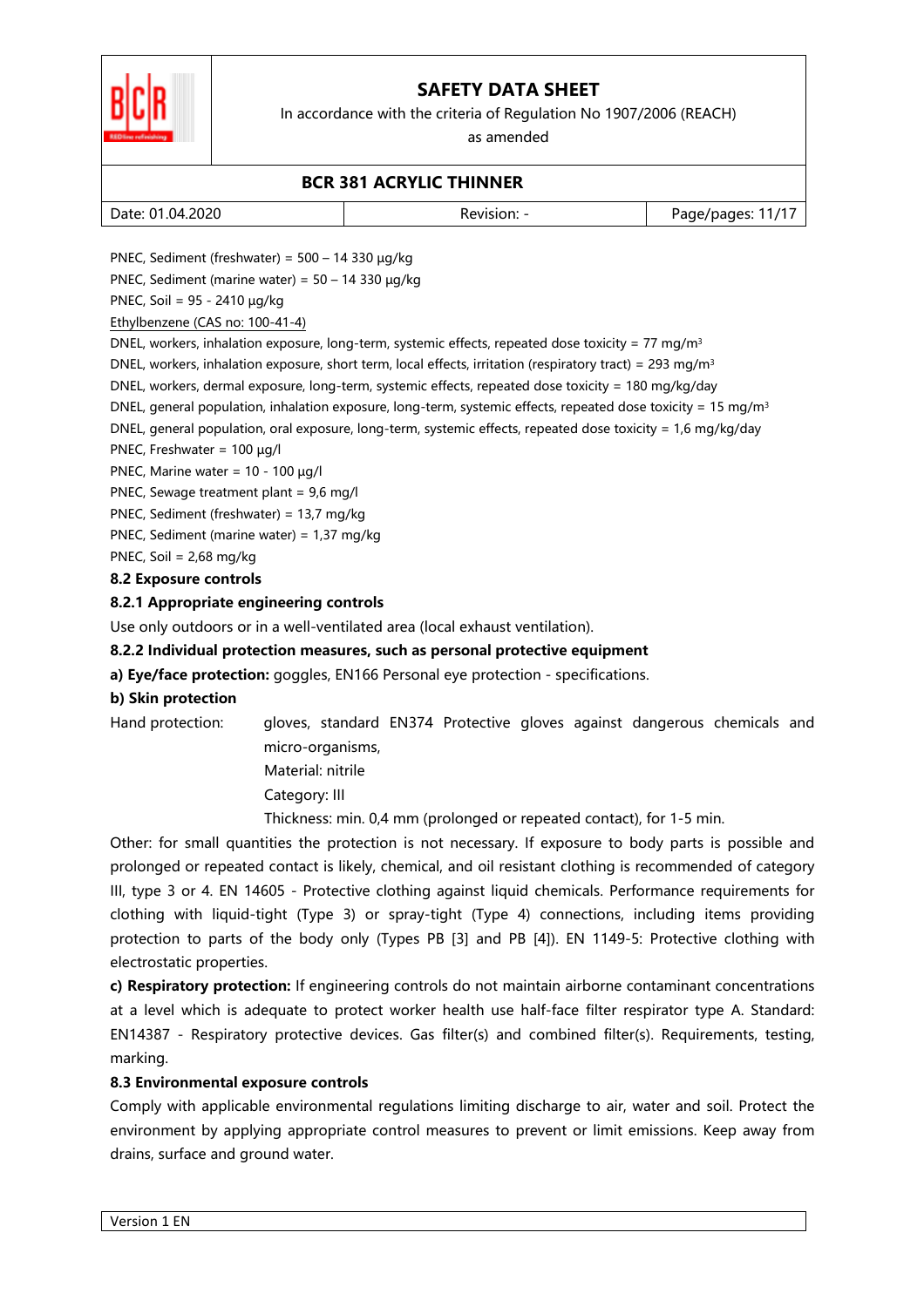PNEC, Sediment (freshwater) = 500 – 14 330 μg/kg

PNEC, Sediment (marine water) = 50 – 14 330 μg/kg

PNEC, Soil = 95 - 2410 μg/kg

Ethylbenzene (CAS no: 100-41-4)

DNEL, workers, inhalation exposure, long-term, systemic effects, repeated dose toxicity = 77 mg/m³

DNEL, workers, inhalation exposure, short term, local effects, irritation (respiratory tract) = 293 mg/m³

DNEL, workers, dermal exposure, long-term, systemic effects, repeated dose toxicity = 180 mg/kg/day

DNEL, general population, inhalation exposure, long-term, systemic effects, repeated dose toxicity = 15 mg/m³

DNEL, general population, oral exposure, long-term, systemic effects, repeated dose toxicity = 1,6 mg/kg/day

PNEC, Freshwater = 100 μg/l

PNEC, Marine water = 10 - 100 μg/l

PNEC, Sewage treatment plant = 9,6 mg/l

PNEC, Sediment (freshwater) = 13,7 mg/kg

PNEC, Sediment (marine water) = 1,37 mg/kg

PNEC, Soil = 2,68 mg/kg

### 8.2 Exposure controls

#### 8.2.1 Appropriate engineering controls

Use only outdoors or in a well-ventilated area (local exhaust ventilation).

#### 8.2.2 Individual protection measures, such as personal equipment

**a) Eye/face protection:** goggles, EN166 Personal eye protection - specifications.

**b) Skin protection**

Hand protection: gloves, standard EN374 Protective gloves against dangerous chemicals and micro-organisms,
Material: nitrile
Category: III
Thickness: min. 0,4 mm (prolonged or repeated contact), for 1-5 min.

Other: for small quantities the protection is not necessary. If exposure to body parts is possible and prolonged or repeated contact is likely, chemical, and oil resistant clothing is recommended of category III, type 3 or 4. EN 14605 - Protective clothing against liquid chemicals. Performance requirements for clothing with liquid-tight (Type 3) or spray-tight (Type 4) connections, including items providing protection to parts of the body only (Types PB [3] and PB [4]). EN 1149-5: Protective clothing with electrostatic properties.

**c) Respiratory protection:** If engineering controls do not maintain airborne contaminant concentrations at a level which is adequate to protect worker health use half-face filter respirator type A. Standard: EN14387 - Respiratory protective devices. Gas filter(s) and combined filter(s). Requirements, testing, marking.

### 8.3 Environmental exposure controls

Comply with applicable environmental regulations limiting discharge to air, water and soil. Protect the environment by applying appropriate control measures to prevent or limit emissions. Keep away from drains, surface and ground water.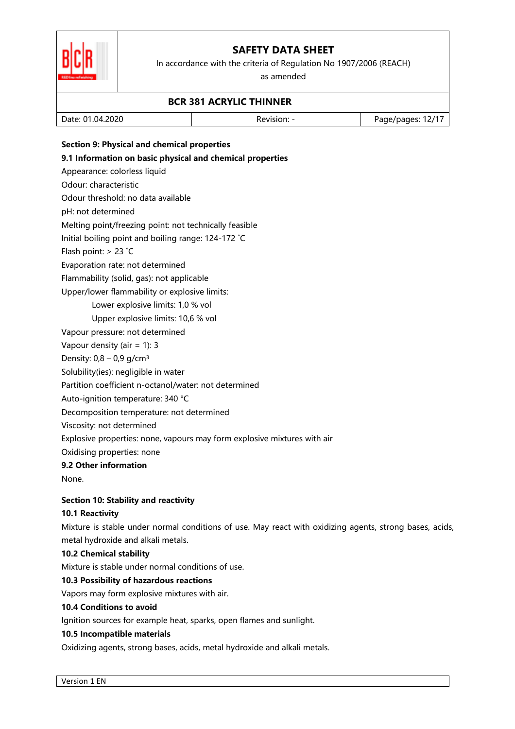**Section 9: Physical and chemical properties**

**9.1 Information on basic physical and chemical properties**

Appearance: colorless liquid

Odour: characteristic

Odour threshold: no data available

pH: not determined

Melting point/freezing point: not technically feasible

Initial boiling point and boiling range: 124-172 ˚C

Flash point: > 23 ˚C

Evaporation rate: not determined

Flammability (solid, gas): not applicable

Upper/lower flammability or explosive limits:

Lower explosive limits: 1,0 % vol

Upper explosive limits: 10,6 % vol

Vapour pressure: not determined

Vapour density (air = 1): 3

Density: 0,8 – 0,9 g/cm$^3$

Solubility(ies): negligible in water

Partition coefficient n-octanol/water: not determined

Auto-ignition temperature: 340 °C

Decomposition temperature: not determined

Viscosity: not determined

Explosive properties: none, vapours may form explosive mixtures with air

Oxidising properties: none

**9.2 Other information**

None.

**Section 10: Stability and reactivity**

**10.1 Reactivity**

Mixture is stable under normal conditions of use. May react with oxidizing agents, strong bases, acids, metal hydroxide and alkali metals.

**10.2 Chemical stability**

Mixture is stable under normal conditions of use.

**10.3 Possibility of hazardous reactions**

Vapors may form explosive mixtures with air.

**10.4 Conditions to avoid**

Ignition sources for example heat, sparks, open flames and sunlight.

**10.5 Incompatible materials**

Oxidizing agents, strong bases, acids, metal hydroxide and alkali metals.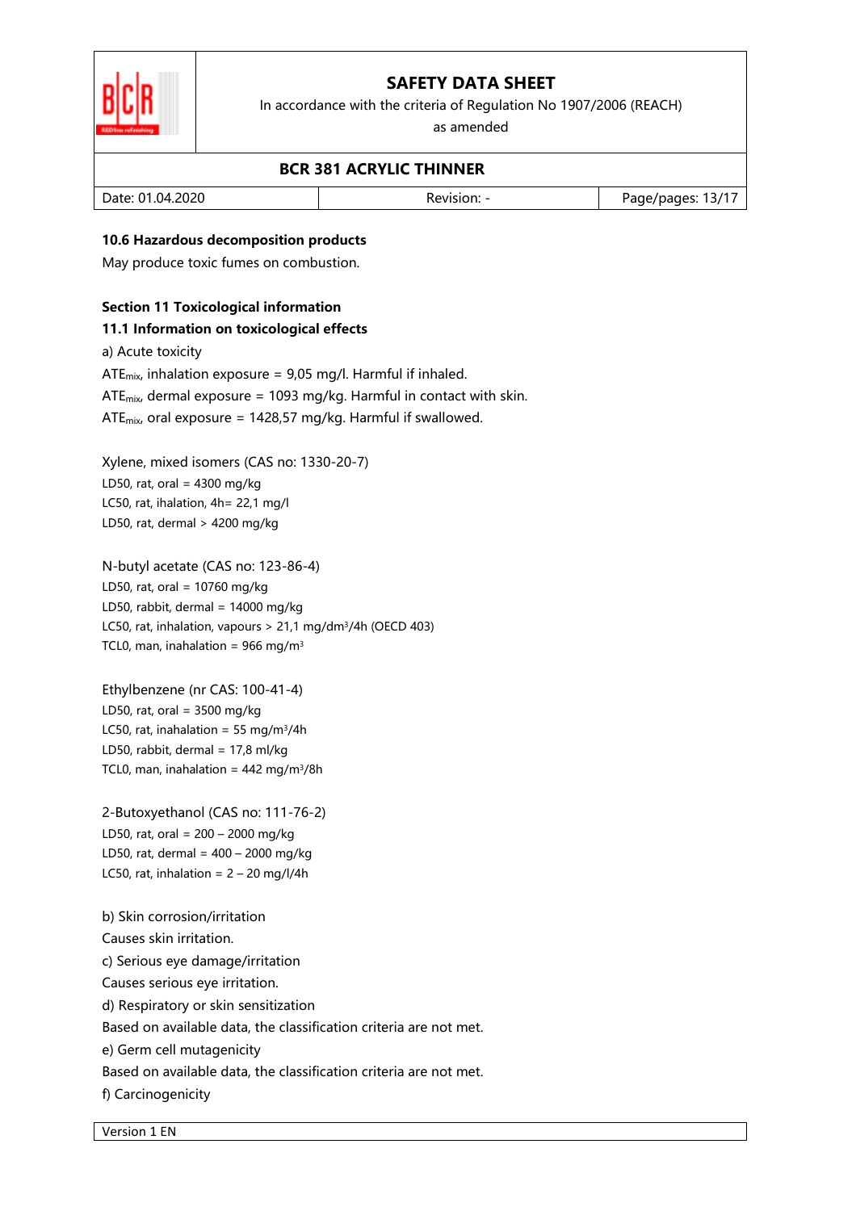**10.6 Hazardous decomposition products**

May produce toxic fumes on combustion.

**Section 11 Toxicological information**

**11.1 Information on toxicological effects**

a) Acute toxicity

$ATE_{mix}$, inhalation exposure = 9,05 mg/l. Harmful if inhaled.

$ATE_{mix}$, dermal exposure = 1093 mg/kg. Harmful in contact with skin.

$ATE_{mix}$, oral exposure = 1428,57 mg/kg. Harmful if swallowed.

Xylene, mixed isomers (CAS no: 1330-20-7)

LD50, rat, oral = 4300 mg/kg

LC50, rat, ihalation, 4h= 22,1 mg/l

LD50, rat, dermal > 4200 mg/kg

N-butyl acetate (CAS no: 123-86-4)

LD50, rat, oral = 10760 mg/kg

LD50, rabbit, dermal = 14000 mg/kg

LC50, rat, inhalation, vapours > 21,1 mg/dm$^3$/4h (OECD 403)

TCL0, man, inahalation = 966 mg/m$^3$

Ethylbenzene (nr CAS: 100-41-4)

LD50, rat, oral = 3500 mg/kg

LC50, rat, inahalation = 55 mg/m$^3$/4h

LD50, rabbit, dermal = 17,8 ml/kg

TCL0, man, inahalation = 442 mg/m$^3$/8h

2-Butoxyethanol (CAS no: 111-76-2)

LD50, rat, oral = 200 – 2000 mg/kg

LD50, rat, dermal = 400 – 2000 mg/kg

LC50, rat, inhalation = 2 – 20 mg/l/4h

b) Skin corrosion/irritation

Causes skin irritation.

c) Serious eye damage/irritation

Causes serious eye irritation.

d) Respiratory or skin sensitization

Based on available data, the classification criteria are not met.

e) Germ cell mutagenicity

Based on available data, the classification criteria are not met.

f) Carcinogenicity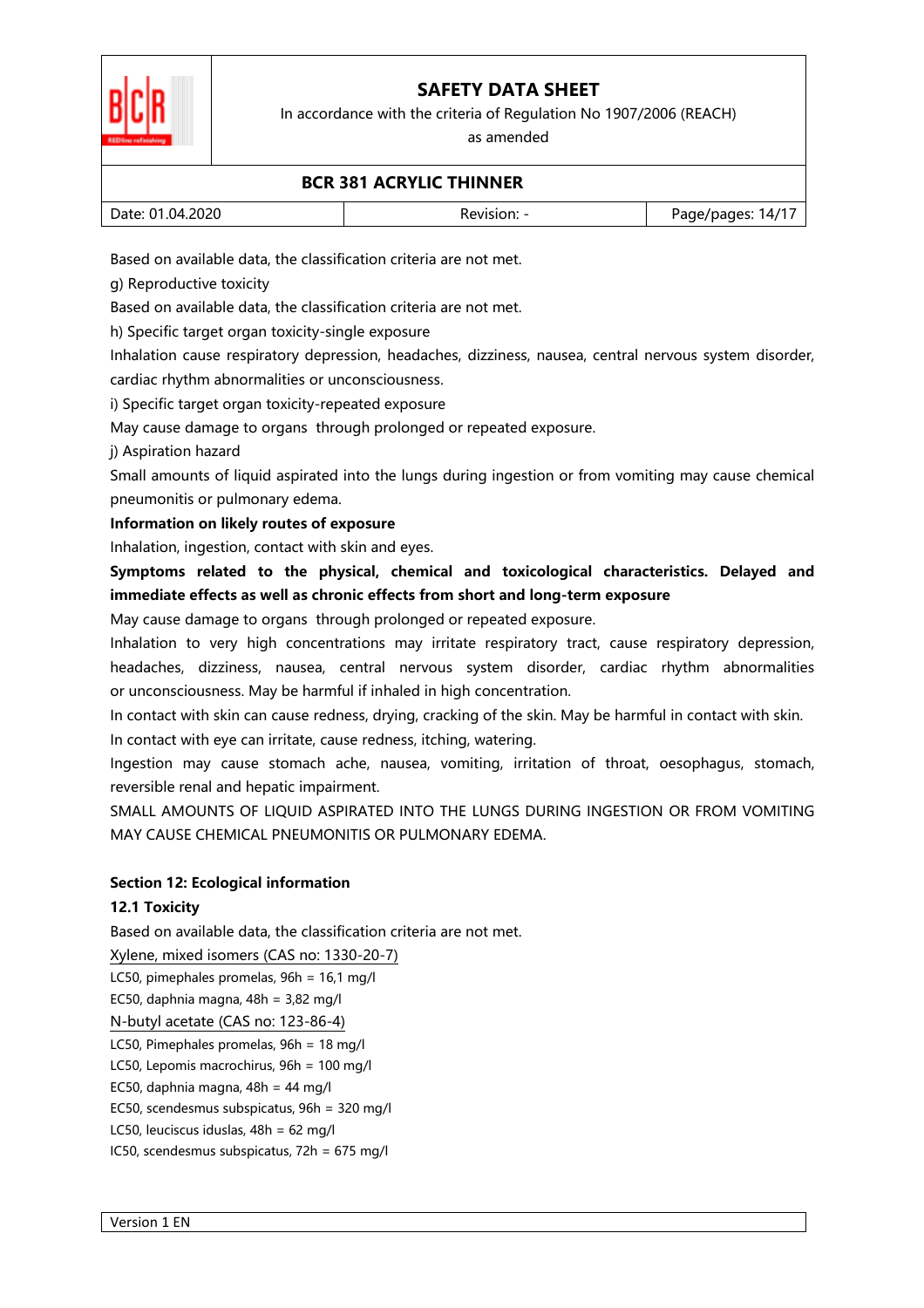Based on available data, the classification criteria are not met.

g) Reproductive toxicity

Based on available data, the classification criteria are not met.

h) Specific target organ toxicity-single exposure

Inhalation cause respiratory depression, headaches, dizziness, nausea, central nervous system disorder, cardiac rhythm abnormalities or unconsciousness.

i) Specific target organ toxicity-repeated exposure

May cause damage to organs through prolonged or repeated exposure.

j) Aspiration hazard

Small amounts of liquid aspirated into the lungs during ingestion or from vomiting may cause chemical pneumonitis or pulmonary edema.

**Information on likely routes of exposure**

Inhalation, ingestion, contact with skin and eyes.

**Symptoms related to the physical, chemical and toxicological characteristics. Delayed and immediate effects as well as chronic effects from short and long-term exposure**

May cause damage to organs through prolonged or repeated exposure.

Inhalation to very high concentrations may irritate respiratory tract, cause respiratory depression, headaches, dizziness, nausea, central nervous system disorder, cardiac rhythm abnormalities or unconsciousness. May be harmful if inhaled in high concentration.

In contact with skin can cause redness, drying, cracking of the skin. May be harmful in contact with skin.

In contact with eye can irritate, cause redness, itching, watering.

Ingestion may cause stomach ache, nausea, vomiting, irritation of throat, oesophagus, stomach, reversible renal and hepatic impairment.

SMALL AMOUNTS OF LIQUID ASPIRATED INTO THE LUNGS DURING INGESTION OR FROM VOMITING MAY CAUSE CHEMICAL PNEUMONITIS OR PULMONARY EDEMA.

## Section 12: Ecological information

### 12.1 Toxicity

Based on available data, the classification criteria are not met.

Xylene, mixed isomers (CAS no: 1330-20-7)

LC50, pimephales promelas, 96h = 16,1 mg/l

EC50, daphnia magna, 48h = 3,82 mg/l

N-butyl acetate (CAS no: 123-86-4)

LC50, Pimephales promelas, 96h = 18 mg/l

LC50, Lepomis macrochirus, 96h = 100 mg/l

EC50, daphnia magna, 48h = 44 mg/l

EC50, scendesmus subspicatus, 96h = 320 mg/l

LC50, leuciscus iduslas, 48h = 62 mg/l

IC50, scendesmus subspicatus, 72h = 675 mg/l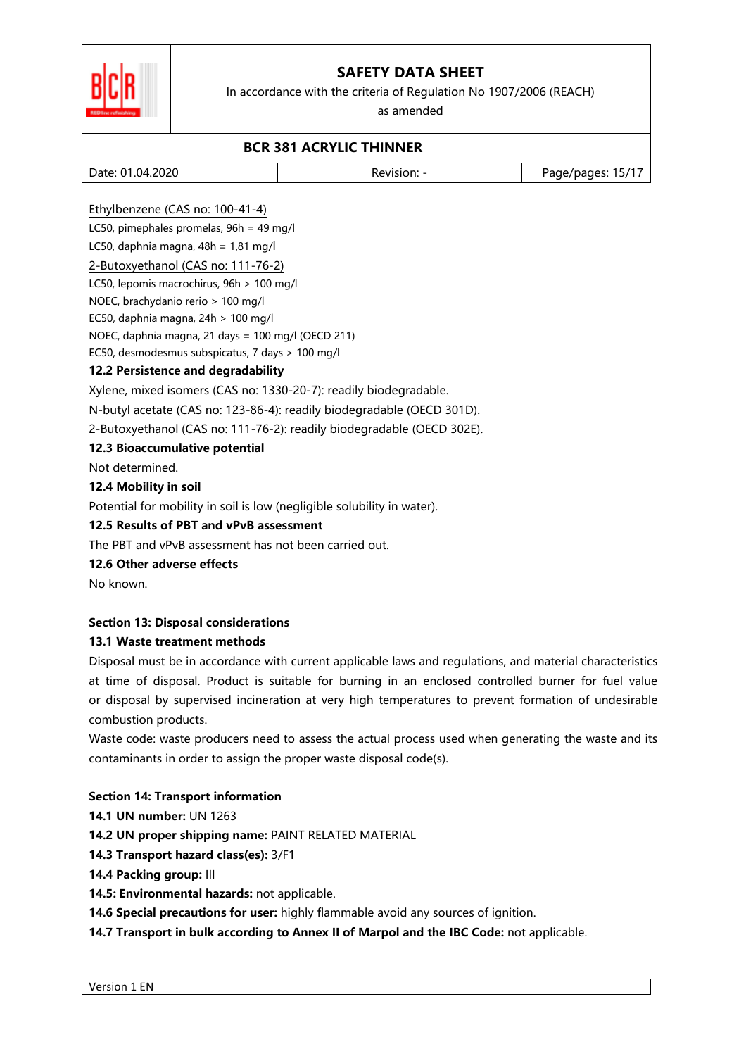Ethylbenzene (CAS no: 100-41-4)

LC50, pimephales promelas, 96h = 49 mg/l

LC50, daphnia magna, 48h = 1,81 mg/l

2-Butoxyethanol (CAS no: 111-76-2)

LC50, lepomis macrochirus, 96h > 100 mg/l

NOEC, brachydanio rerio > 100 mg/l

EC50, daphnia magna, 24h > 100 mg/l

NOEC, daphnia magna, 21 days = 100 mg/l (OECD 211)

EC50, desmodesmus subspicatus, 7 days > 100 mg/l

### 12.2 Persistence and degradability

Xylene, mixed isomers (CAS no: 1330-20-7): readily biodegradable.

N-butyl acetate (CAS no: 123-86-4): readily biodegradable (OECD 301D).

2-Butoxyethanol (CAS no: 111-76-2): readily biodegradable (OECD 302E).

### 12.3 Bioaccumulative potential

Not determined.

### 12.4 Mobility in soil

Potential for mobility in soil is low (negligible solubility in water).

### 12.5 Results of PBT and vPvB assessment

The PBT and vPvB assessment has not been carried out.

### 12.6 Other adverse effects

No known.

## Section 13: Disposal considerations

### 13.1 Waste treatment methods

Disposal must be in accordance with current applicable laws and regulations, and material characteristics at time of disposal. Product is suitable for burning in an enclosed controlled burner for fuel value or disposal by supervised incineration at very high temperatures to prevent formation of undesirable combustion products.

Waste code: waste producers need to assess the actual process used when generating the waste and its contaminants in order to assign the proper waste disposal code(s).

## Section 14: Transport information

**14.1 UN number:** UN 1263

**14.2 UN proper shipping name:** PAINT RELATED MATERIAL

**14.3 Transport hazard class(es):** 3/F1

**14.4 Packing group:** III

**14.5: Environmental hazards:** not applicable.

**14.6 Special precautions for user:** highly flammable avoid any sources of ignition.

**14.7 Transport in bulk according to Annex II of Marpol and the IBC Code:** not applicable.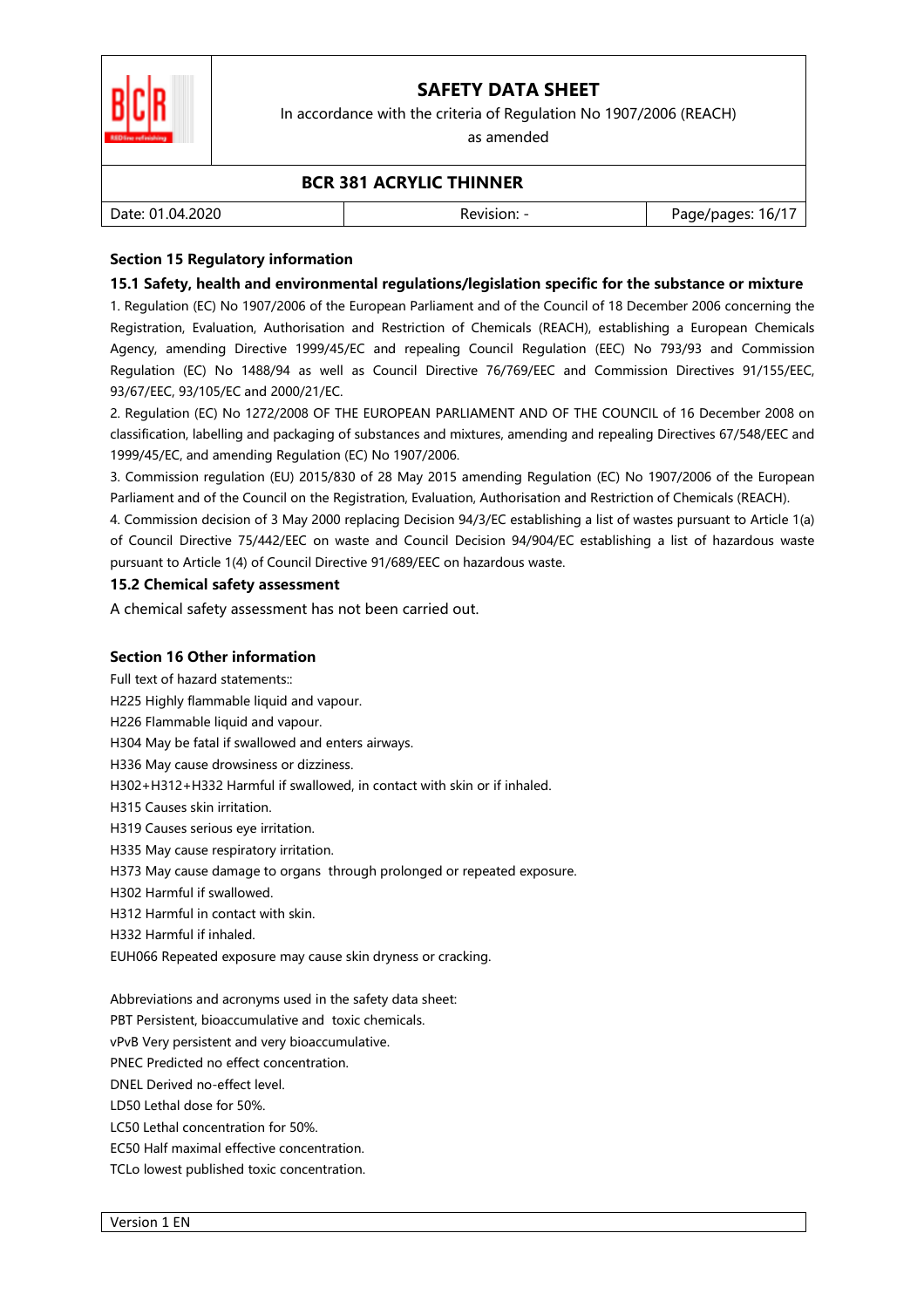## Section 15 Regulatory information

### 15.1 Safety, health and environmental regulations/legislation specific for the substance or mixture

1. Regulation (EC) No 1907/2006 of the European Parliament and of the Council of 18 December 2006 concerning the Registration, Evaluation, Authorisation and Restriction of Chemicals (REACH), establishing a European Chemicals Agency, amending Directive 1999/45/EC and repealing Council Regulation (EEC) No 793/93 and Commission Regulation (EC) No 1488/94 as well as Council Directive 76/769/EEC and Commission Directives 91/155/EEC, 93/67/EEC, 93/105/EC and 2000/21/EC.
2. Regulation (EC) No 1272/2008 OF THE EUROPEAN PARLIAMENT AND OF THE COUNCIL of 16 December 2008 on classification, labelling and packaging of substances and mixtures, amending and repealing Directives 67/548/EEC and 1999/45/EC, and amending Regulation (EC) No 1907/2006.
3. Commission regulation (EU) 2015/830 of 28 May 2015 amending Regulation (EC) No 1907/2006 of the European Parliament and of the Council on the Registration, Evaluation, Authorisation and Restriction of Chemicals (REACH).
4. Commission decision of 3 May 2000 replacing Decision 94/3/EC establishing a list of wastes pursuant to Article 1(a) of Council Directive 75/442/EEC on waste and Council Decision 94/904/EC establishing a list of hazardous waste pursuant to Article 1(4) of Council Directive 91/689/EEC on hazardous waste.

### 15.2 Chemical safety assessment

A chemical safety assessment has not been carried out.

## Section 16 Other information

Full text of hazard statements::

H225 Highly flammable liquid and vapour.
H226 Flammable liquid and vapour.
H304 May be fatal if swallowed and enters airways.
H336 May cause drowsiness or dizziness.
H302+H312+H332 Harmful if swallowed, in contact with skin or if inhaled.
H315 Causes skin irritation.
H319 Causes serious eye irritation.
H335 May cause respiratory irritation.
H373 May cause damage to organs through prolonged or repeated exposure.
H302 Harmful if swallowed.
H312 Harmful in contact with skin.
H332 Harmful if inhaled.
EUH066 Repeated exposure may cause skin dryness or cracking.

Abbreviations and acronyms used in the safety data sheet:

PBT Persistent, bioaccumulative and toxic chemicals.
vPvB Very persistent and very bioaccumulative.
PNEC Predicted no effect concentration.
DNEL Derived no-effect level.
LD50 Lethal dose for 50%.
LC50 Lethal concentration for 50%.
EC50 Half maximal effective concentration.
TCLo lowest published toxic concentration.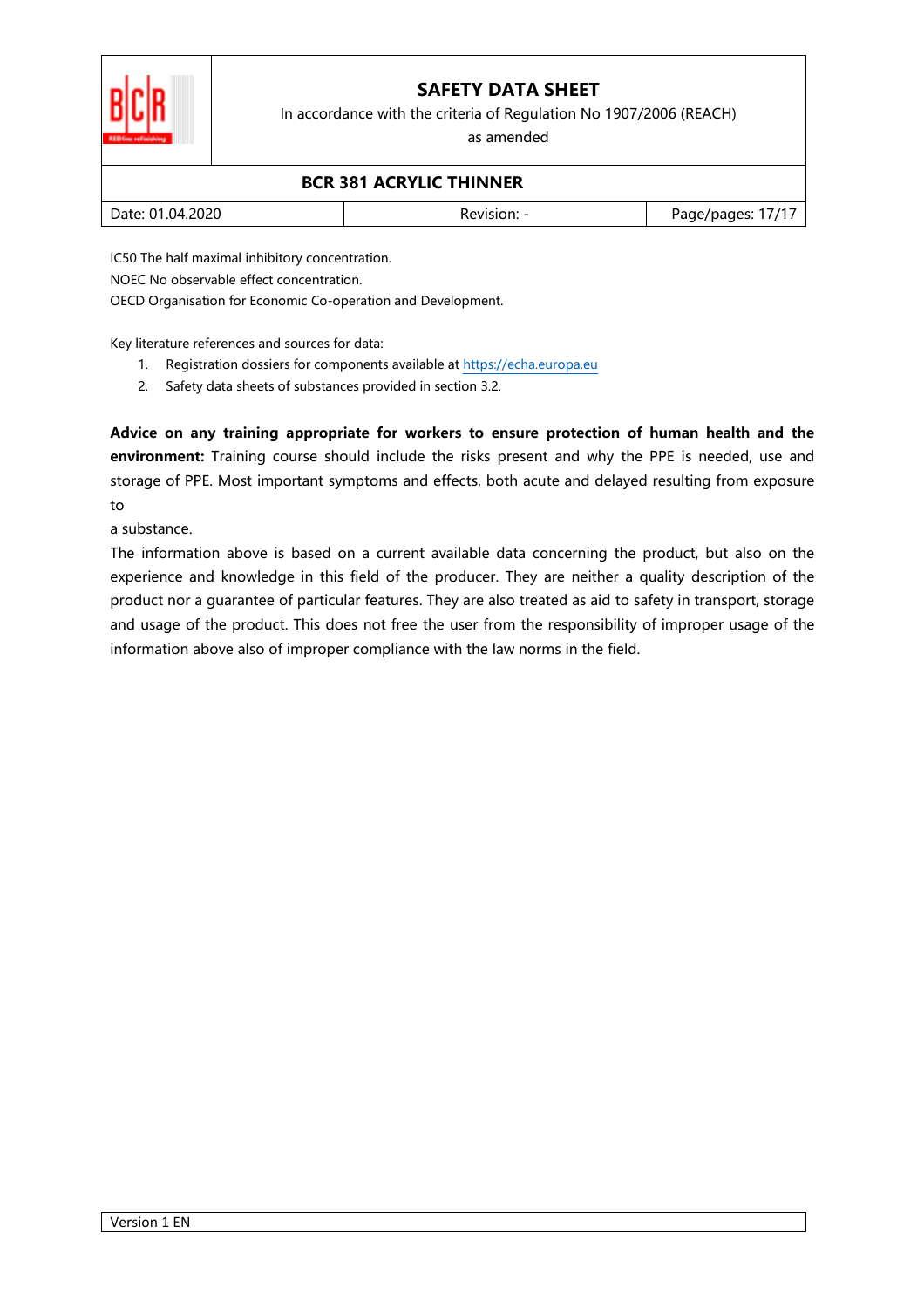IC50 The half maximal inhibitory concentration.

NOEC No observable effect concentration.

OECD Organisation for Economic Co-operation and Development.

Key literature references and sources for data:

1. Registration dossiers for components available at https://echa.europa.eu
2. Safety data sheets of substances provided in section 3.2.

**Advice on any training appropriate for workers to ensure protection of human health and the environment:** Training course should include the risks present and why the PPE is needed, use and storage of PPE. Most important symptoms and effects, both acute and delayed resulting from exposure to

a substance.

The information above is based on a current available data concerning the product, but also on the experience and knowledge in this field of the producer. They are neither a quality description of the product nor a guarantee of particular features. They are also treated as aid to safety in transport, storage and usage of the product. This does not free the user from the responsibility of improper usage of the information above also of improper compliance with the law norms in the field.